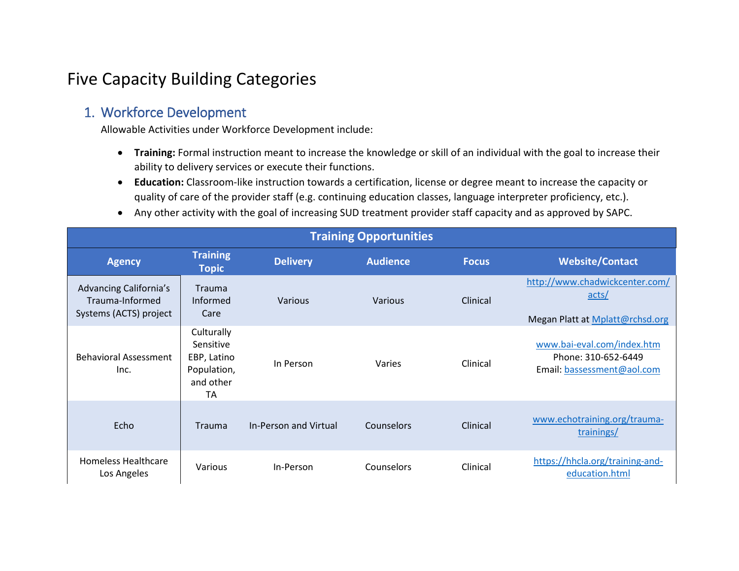# Five Capacity Building Categories

## 1. Workforce Development

Allowable Activities under Workforce Development include:

- **Training:** Formal instruction meant to increase the knowledge or skill of an individual with the goal to increase their ability to delivery services or execute their functions.
- **Education:** Classroom-like instruction towards a certification, license or degree meant to increase the capacity or quality of care of the provider staff (e.g. continuing education classes, language interpreter proficiency, etc.).
- Any other activity with the goal of increasing SUD treatment provider staff capacity and as approved by SAPC.

| Training Opportunities | | | | | |
|---|---|---|---|---|---|
| **Agency** | **Training Topic** | **Delivery** | **Audience** | **Focus** | **Website/Contact** |
| Advancing California's Trauma-Informed Systems (ACTS) project | Trauma Informed Care | Various | Various | Clinical | http://www.chadwickcenter.com/acts/ <br><br> Megan Platt at Mplatt@rchsd.org |
| Behavioral Assessment Inc. | Culturally Sensitive EBP, Latino Population, and other TA | In Person | Varies | Clinical | www.bai-eval.com/index.htm <br> Phone: 310-652-6449 <br> Email: bassessment@aol.com |
| Echo | Trauma | In-Person and Virtual | Counselors | Clinical | www.echotraining.org/trauma-trainings/ |
| Homeless Healthcare Los Angeles | Various | In-Person | Counselors | Clinical | https://hhcla.org/training-and-education.html |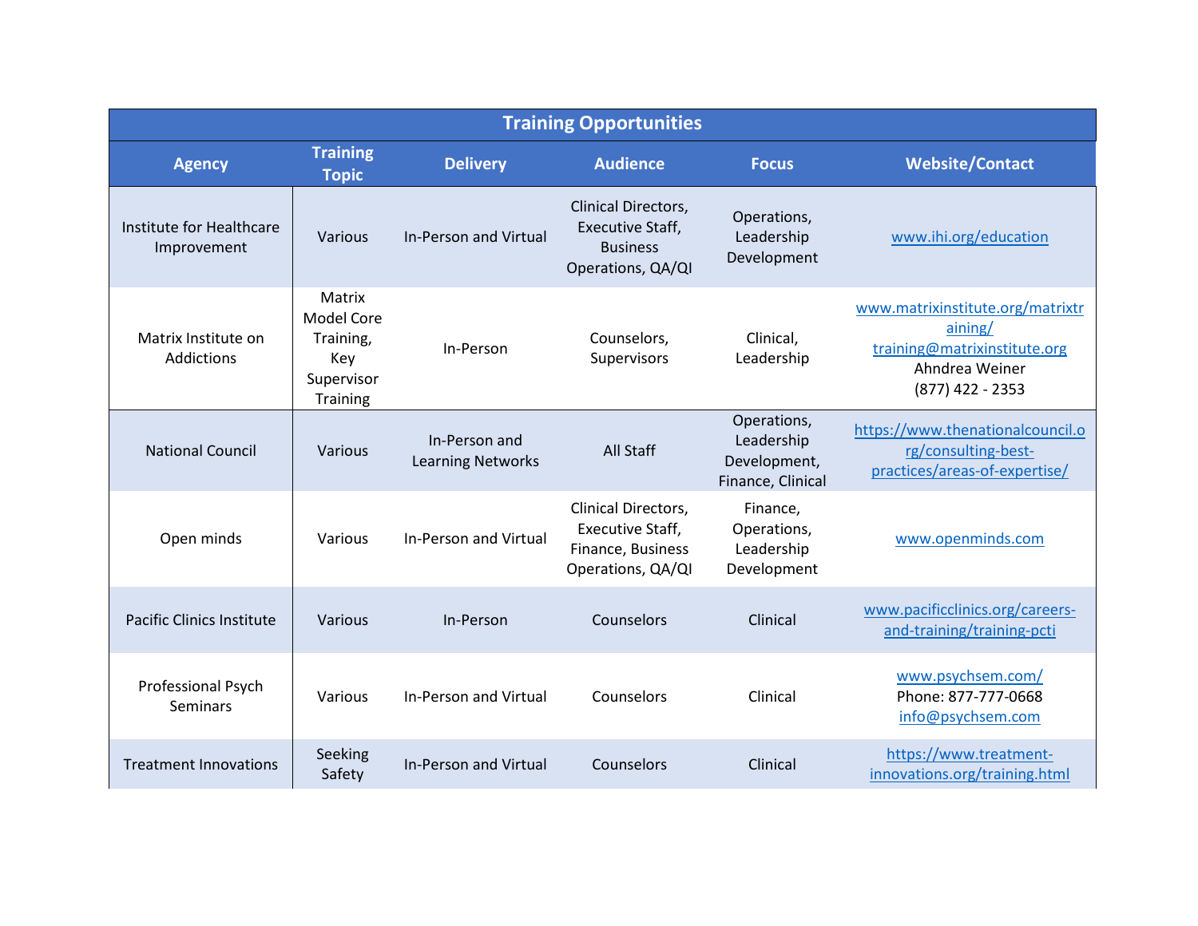| Training Opportunities | | | | | |
|---|---|---|---|---|---|
| **Agency** | **Training Topic** | **Delivery** | **Audience** | **Focus** | **Website/Contact** |
| Institute for Healthcare Improvement | Various | In-Person and Virtual | Clinical Directors, Executive Staff, Business Operations, QA/QI | Operations, Leadership Development | www.ihi.org/education |
| Matrix Institute on Addictions | Matrix Model Core Training, Key Supervisor Training | In-Person | Counselors, Supervisors | Clinical, Leadership | www.matrixinstitute.org/matrixtraining/ training@matrixinstitute.org Ahndrea Weiner (877) 422 - 2353 |
| National Council | Various | In-Person and Learning Networks | All Staff | Operations, Leadership Development, Finance, Clinical | https://www.thenationalcouncil.org/consulting-best-practices/areas-of-expertise/ |
| Open minds | Various | In-Person and Virtual | Clinical Directors, Executive Staff, Finance, Business Operations, QA/QI | Finance, Operations, Leadership Development | www.openminds.com |
| Pacific Clinics Institute | Various | In-Person | Counselors | Clinical | www.pacificclinics.org/careers-and-training/training-pcti |
| Professional Psych Seminars | Various | In-Person and Virtual | Counselors | Clinical | www.psychsem.com/ Phone: 877-777-0668 info@psychsem.com |
| Treatment Innovations | Seeking Safety | In-Person and Virtual | Counselors | Clinical | https://www.treatment-innovations.org/training.html |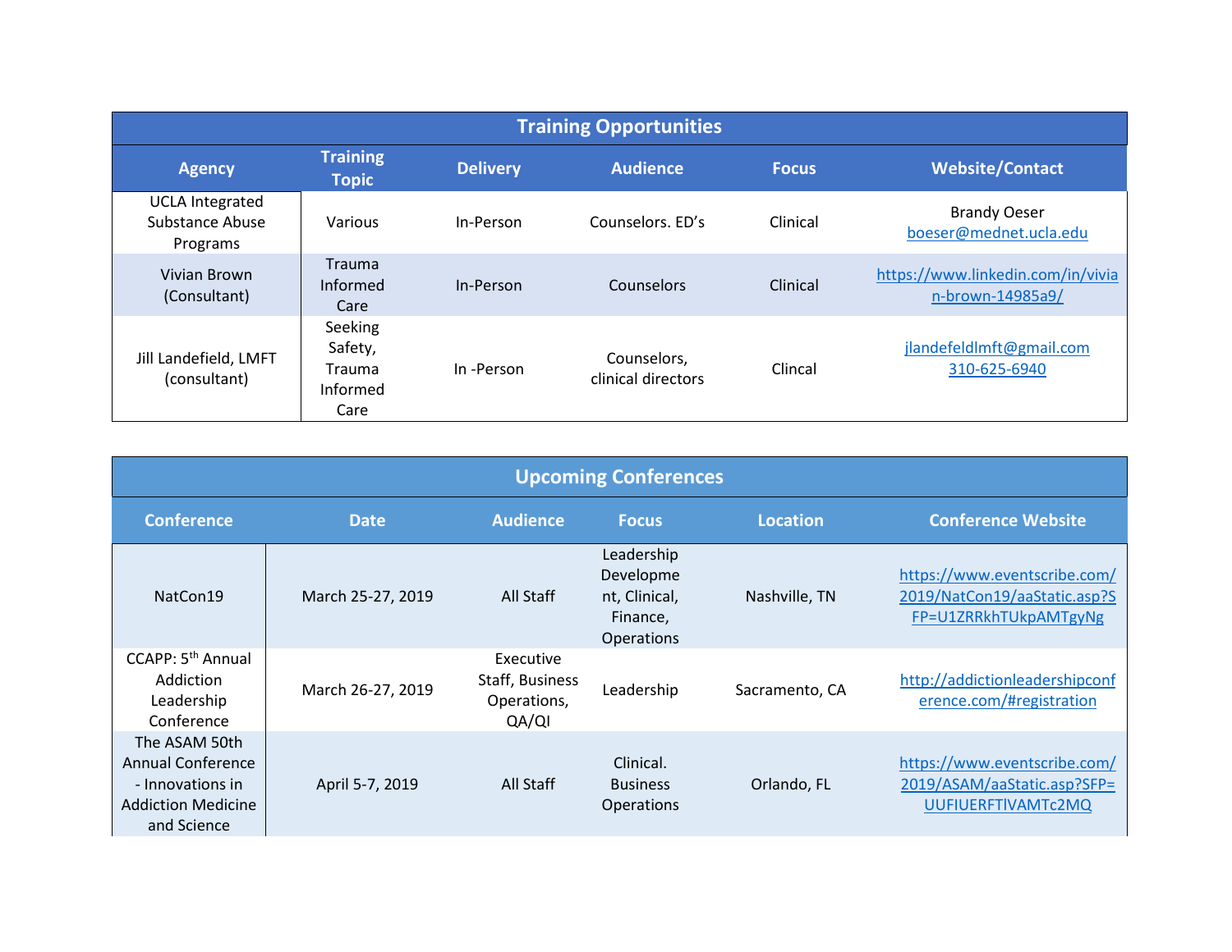| Training Opportunities | | | | | |
|---|---|---|---|---|---|
| **Agency** | **Training Topic** | **Delivery** | **Audience** | **Focus** | **Website/Contact** |
| UCLA Integrated Substance Abuse Programs | Various | In-Person | Counselors. ED's | Clinical | Brandy Oeser boeser@mednet.ucla.edu |
| Vivian Brown (Consultant) | Trauma Informed Care | In-Person | Counselors | Clinical | https://www.linkedin.com/in/vivian-brown-14985a9/ |
| Jill Landefield, LMFT (consultant) | Seeking Safety, Trauma Informed Care | In -Person | Counselors, clinical directors | Clincal | jlandefeldlmft@gmail.com 310-625-6940 |

| Upcoming Conferences | | | | | |
|---|---|---|---|---|---|
| **Conference** | **Date** | **Audience** | **Focus** | **Location** | **Conference Website** |
| NatCon19 | March 25-27, 2019 | All Staff | Leadership Development, Clinical, Finance, Operations | Nashville, TN | https://www.eventscribe.com/2019/NatCon19/aaStatic.asp?SFP=U1ZRRkhTUkpAMTgyNg |
| CCAPP: 5th Annual Addiction Leadership Conference | March 26-27, 2019 | Executive Staff, Business Operations, QA/QI | Leadership | Sacramento, CA | http://addictionleadershipconference.com/#registration |
| The ASAM 50th Annual Conference - Innovations in Addiction Medicine and Science | April 5-7, 2019 | All Staff | Clinical. Business Operations | Orlando, FL | https://www.eventscribe.com/2019/ASAM/aaStatic.asp?SFP=UUFIUERFTlVAMTc2MQ |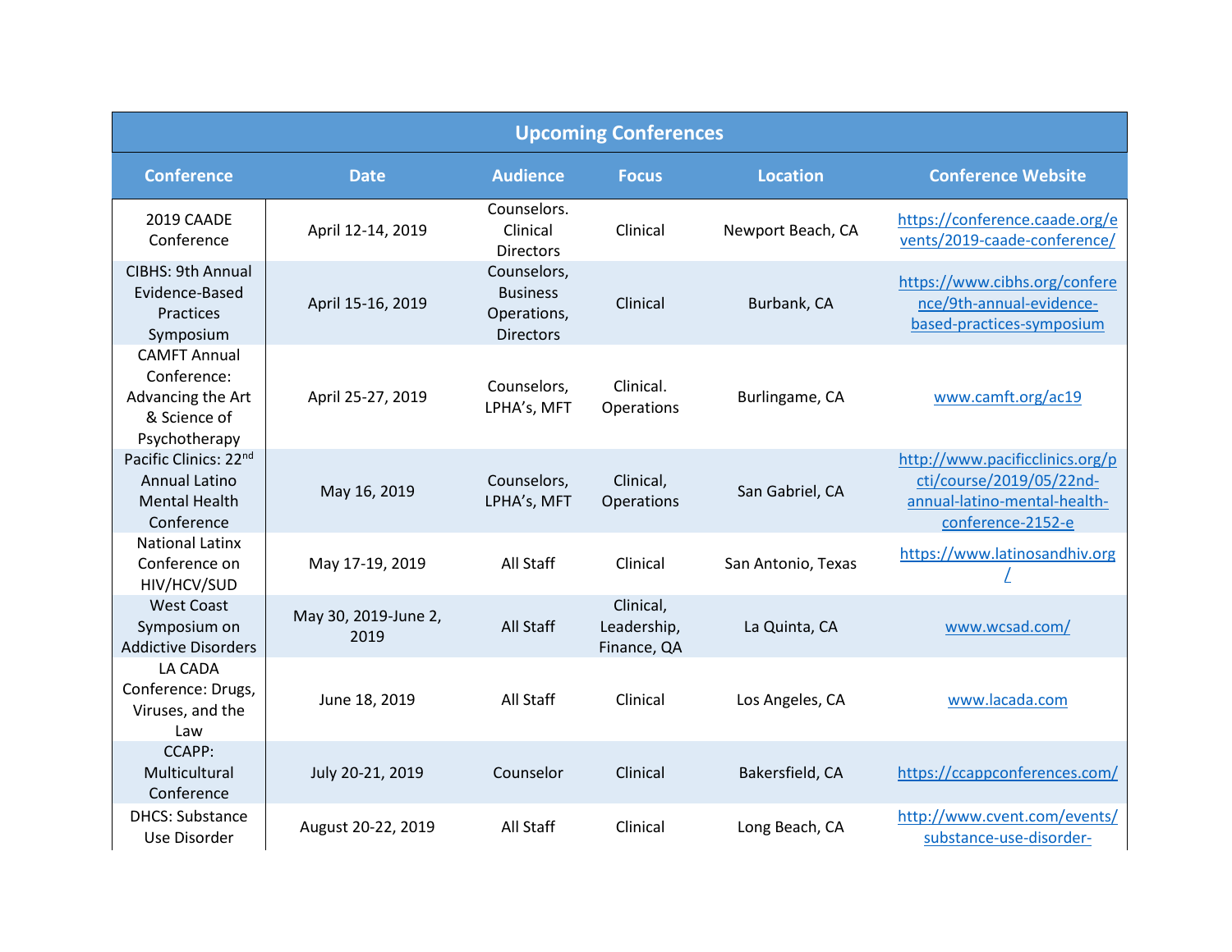| Upcoming Conferences | | | | | |
|---|---|---|---|---|---|
| **Conference** | **Date** | **Audience** | **Focus** | **Location** | **Conference Website** |
| 2019 CAADE Conference | April 12-14, 2019 | Counselors. Clinical Directors | Clinical | Newport Beach, CA | https://conference.caade.org/events/2019-caade-conference/ |
| CIBHS: 9th Annual Evidence-Based Practices Symposium | April 15-16, 2019 | Counselors, Business Operations, Directors | Clinical | Burbank, CA | https://www.cibhs.org/conference/9th-annual-evidence-based-practices-symposium |
| CAMFT Annual Conference: Advancing the Art & Science of Psychotherapy | April 25-27, 2019 | Counselors, LPHA's, MFT | Clinical. Operations | Burlingame, CA | www.camft.org/ac19 |
| Pacific Clinics: 22nd Annual Latino Mental Health Conference | May 16, 2019 | Counselors, LPHA's, MFT | Clinical, Operations | San Gabriel, CA | http://www.pacificclinics.org/pcti/course/2019/05/22nd-annual-latino-mental-health-conference-2152-e |
| National Latinx Conference on HIV/HCV/SUD | May 17-19, 2019 | All Staff | Clinical | San Antonio, Texas | https://www.latinosandhiv.org/ |
| West Coast Symposium on Addictive Disorders | May 30, 2019-June 2, 2019 | All Staff | Clinical, Leadership, Finance, QA | La Quinta, CA | www.wcsad.com/ |
| LA CADA Conference: Drugs, Viruses, and the Law | June 18, 2019 | All Staff | Clinical | Los Angeles, CA | www.lacada.com |
| CCAPP: Multicultural Conference | July 20-21, 2019 | Counselor | Clinical | Bakersfield, CA | https://ccappconferences.com/ |
| DHCS: Substance Use Disorder | August 20-22, 2019 | All Staff | Clinical | Long Beach, CA | http://www.cvent.com/events/substance-use-disorder- |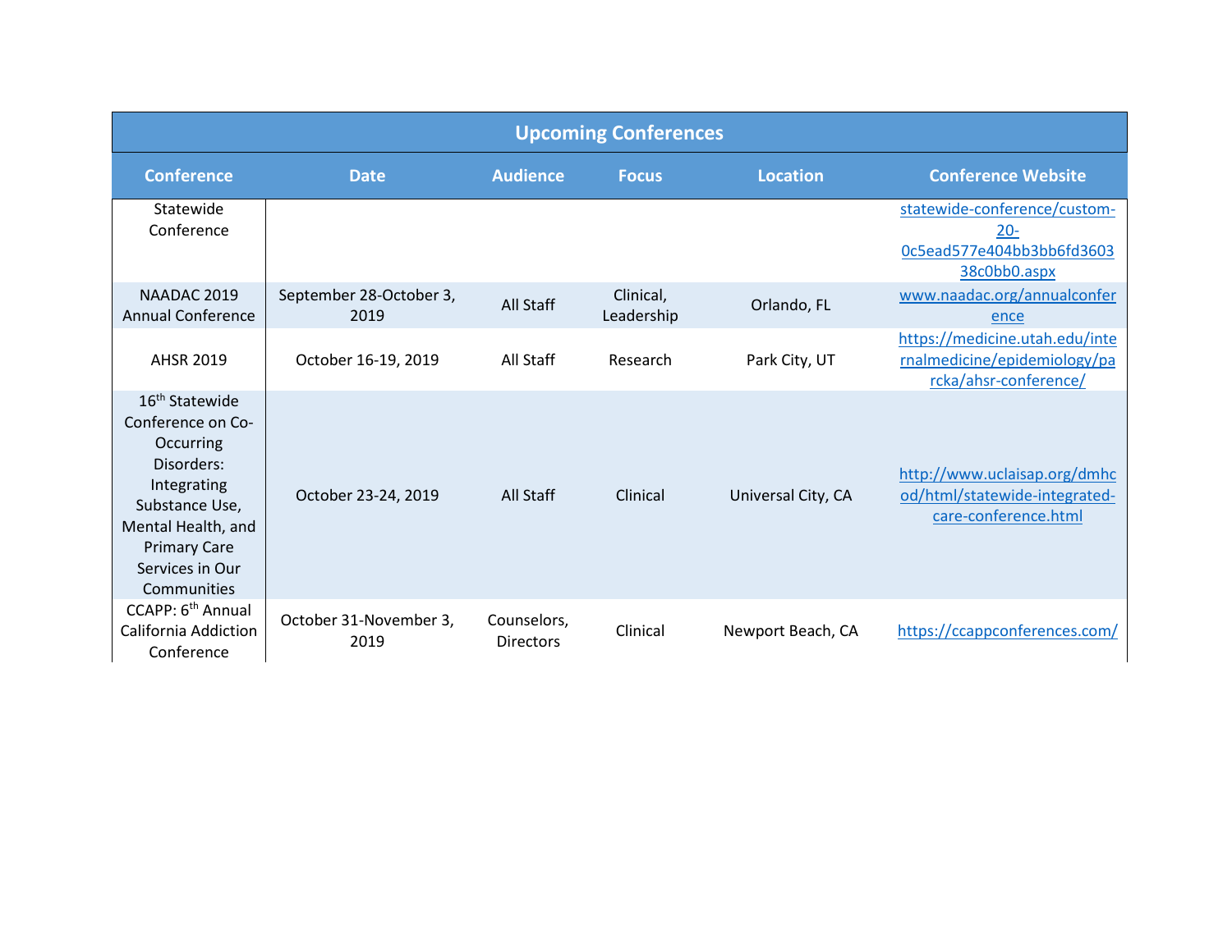| Upcoming Conferences | | | | | |
|---|---|---|---|---|---|
| **Conference** | **Date** | **Audience** | **Focus** | **Location** | **Conference Website** |
| Statewide Conference | | | | | statewide-conference/custom-20-0c5ead577e404bb3bb6fd360338c0bb0.aspx |
| NAADAC 2019 Annual Conference | September 28-October 3, 2019 | All Staff | Clinical, Leadership | Orlando, FL | www.naadac.org/annualconference |
| AHSR 2019 | October 16-19, 2019 | All Staff | Research | Park City, UT | https://medicine.utah.edu/internalmedicine/epidemiology/parcka/ahsr-conference/ |
| 16th Statewide Conference on Co-Occurring Disorders: Integrating Substance Use, Mental Health, and Primary Care Services in Our Communities | October 23-24, 2019 | All Staff | Clinical | Universal City, CA | http://www.uclaisap.org/dmhcod/html/statewide-integrated-care-conference.html |
| CCAPP: 6th Annual California Addiction Conference | October 31-November 3, 2019 | Counselors, Directors | Clinical | Newport Beach, CA | https://ccappconferences.com/ |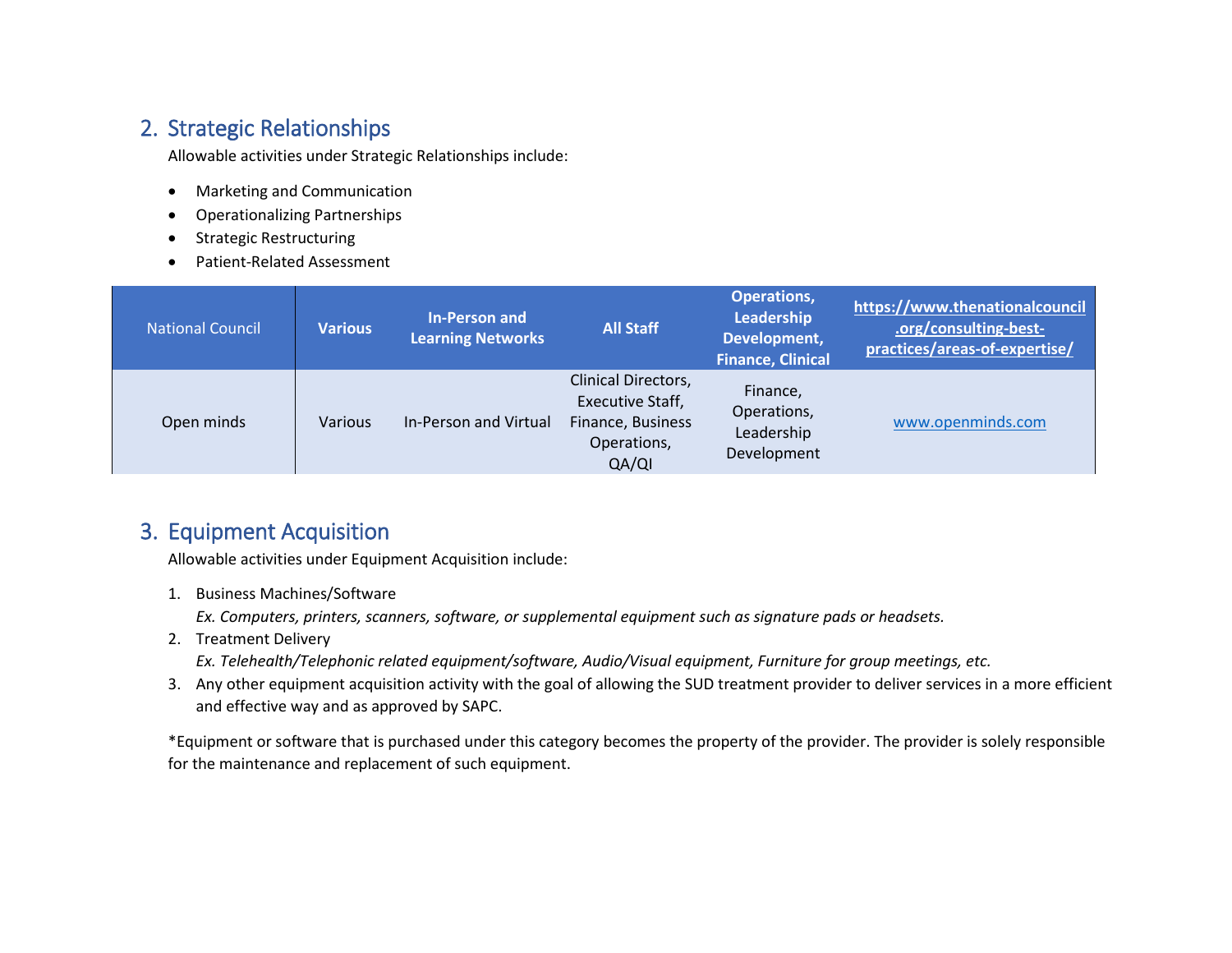## 2. Strategic Relationships

Allowable activities under Strategic Relationships include:

- Marketing and Communication
- Operationalizing Partnerships
- Strategic Restructuring
- Patient-Related Assessment

| National Council | **Various** | **In-Person and Learning Networks** | **All Staff** | **Operations, Leadership Development, Finance, Clinical** | **https://www.thenationalcouncil.org/consulting-best-practices/areas-of-expertise/** |
|---|---|---|---|---|---|
| Open minds | Various | In-Person and Virtual | Clinical Directors, Executive Staff, Finance, Business Operations, QA/QI | Finance, Operations, Leadership Development | www.openminds.com |

## 3. Equipment Acquisition

Allowable activities under Equipment Acquisition include:

1. Business Machines/Software
   *Ex. Computers, printers, scanners, software, or supplemental equipment such as signature pads or headsets.*
2. Treatment Delivery
   *Ex. Telehealth/Telephonic related equipment/software, Audio/Visual equipment, Furniture for group meetings, etc.*
3. Any other equipment acquisition activity with the goal of allowing the SUD treatment provider to deliver services in a more efficient and effective way and as approved by SAPC.

*Equipment or software that is purchased under this category becomes the property of the provider. The provider is solely responsible for the maintenance and replacement of such equipment.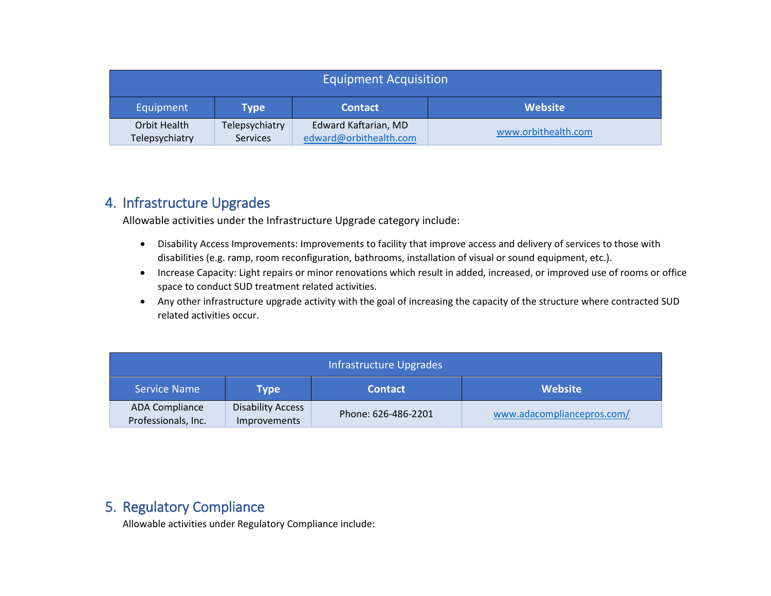| Equipment Acquisition | | | |
|---|---|---|---|
| Equipment | **Type** | **Contact** | **Website** |
| Orbit Health Telepsychiatry | Telepsychiatry Services | Edward Kaftarian, MD edward@orbithealth.com | www.orbithealth.com |

## 4. Infrastructure Upgrades

Allowable activities under the Infrastructure Upgrade category include:

- Disability Access Improvements: Improvements to facility that improve access and delivery of services to those with disabilities (e.g. ramp, room reconfiguration, bathrooms, installation of visual or sound equipment, etc.).
- Increase Capacity: Light repairs or minor renovations which result in added, increased, or improved use of rooms or office space to conduct SUD treatment related activities.
- Any other infrastructure upgrade activity with the goal of increasing the capacity of the structure where contracted SUD related activities occur.

| Infrastructure Upgrades | | | |
|---|---|---|---|
| Service Name | **Type** | **Contact** | **Website** |
| ADA Compliance Professionals, Inc. | Disability Access Improvements | Phone: 626-486-2201 | www.adacompliancepros.com/ |

## 5. Regulatory Compliance

Allowable activities under Regulatory Compliance include: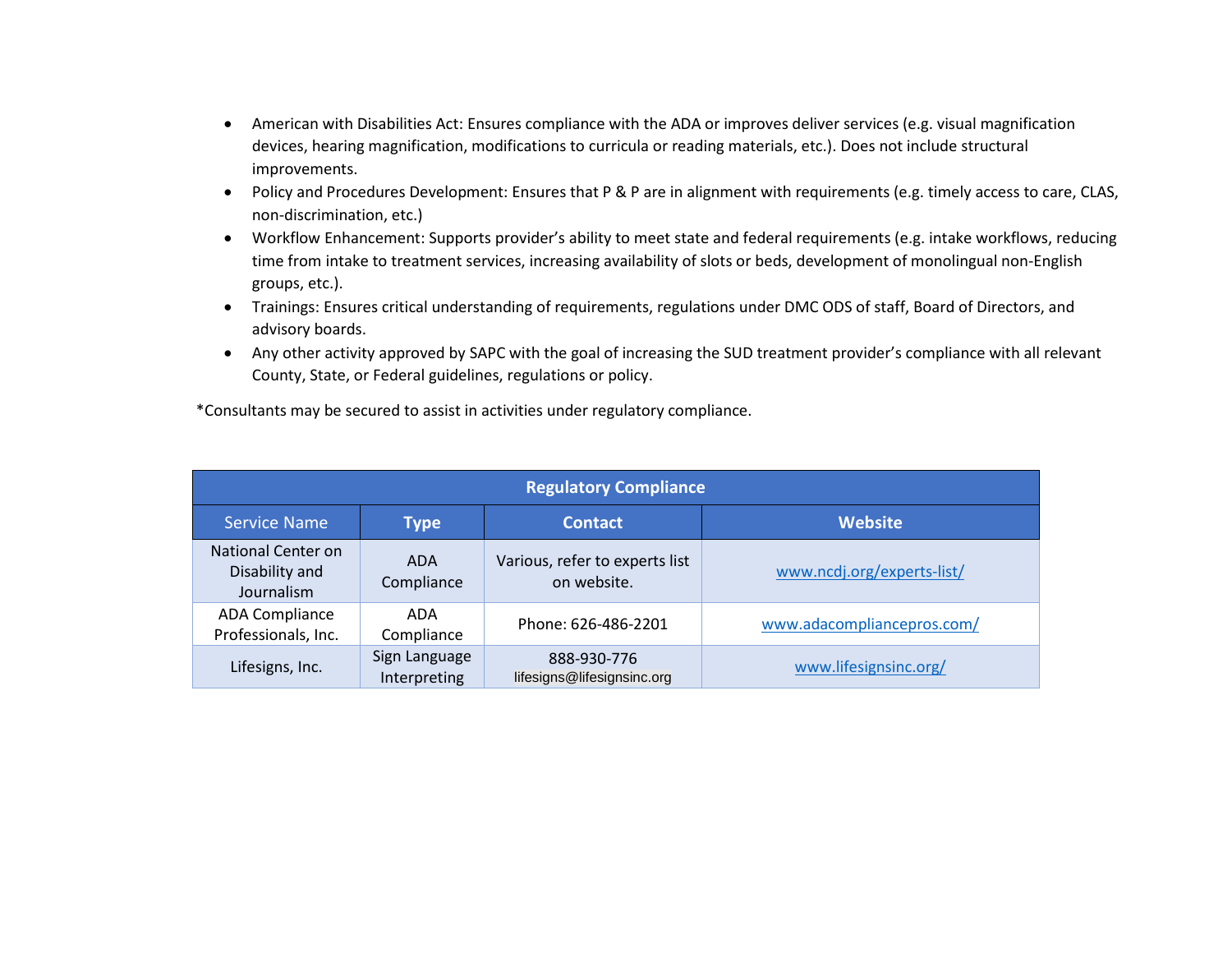- American with Disabilities Act: Ensures compliance with the ADA or improves deliver services (e.g. visual magnification devices, hearing magnification, modifications to curricula or reading materials, etc.). Does not include structural improvements.
- Policy and Procedures Development: Ensures that P & P are in alignment with requirements (e.g. timely access to care, CLAS, non-discrimination, etc.)
- Workflow Enhancement: Supports provider's ability to meet state and federal requirements (e.g. intake workflows, reducing time from intake to treatment services, increasing availability of slots or beds, development of monolingual non-English groups, etc.).
- Trainings: Ensures critical understanding of requirements, regulations under DMC ODS of staff, Board of Directors, and advisory boards.
- Any other activity approved by SAPC with the goal of increasing the SUD treatment provider's compliance with all relevant County, State, or Federal guidelines, regulations or policy.

*Consultants may be secured to assist in activities under regulatory compliance.

| Regulatory Compliance | | | |
|---|---|---|---|
| Service Name | Type | Contact | Website |
| National Center on Disability and Journalism | ADA Compliance | Various, refer to experts list on website. | www.ncdj.org/experts-list/ |
| ADA Compliance Professionals, Inc. | ADA Compliance | Phone: 626-486-2201 | www.adacompliancepros.com/ |
| Lifesigns, Inc. | Sign Language Interpreting | 888-930-776 lifesigns@lifesignsinc.org | www.lifesignsinc.org/ |